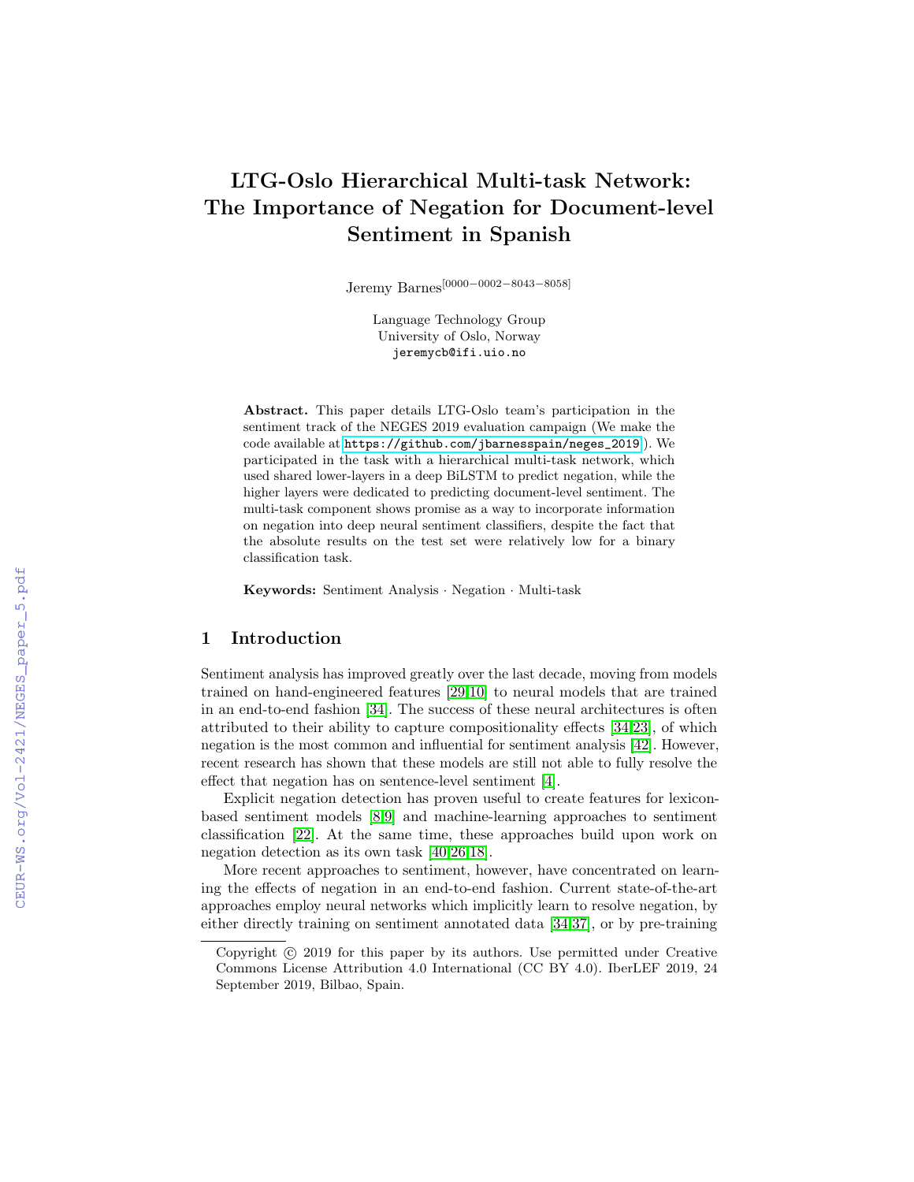# LTG-Oslo Hierarchical Multi-task Network: The Importance of Negation for Document-level Sentiment in Spanish

Jeremy Barnes[0000−0002−8043−8058]

Language Technology Group
University of Oslo, Norway
jeremycb@ifi.uio.no

**Abstract.** This paper details LTG-Oslo team's participation in the sentiment track of the NEGES 2019 evaluation campaign (We make the code available at https://github.com/jbarnesspain/neges_2019). We participated in the task with a hierarchical multi-task network, which used shared lower-layers in a deep BiLSTM to predict negation, while the higher layers were dedicated to predicting document-level sentiment. The multi-task component shows promise as a way to incorporate information on negation into deep neural sentiment classifiers, despite the fact that the absolute results on the test set were relatively low for a binary classification task.

**Keywords:** Sentiment Analysis · Negation · Multi-task

## 1 Introduction

Sentiment analysis has improved greatly over the last decade, moving from models trained on hand-engineered features [29,10] to neural models that are trained in an end-to-end fashion [34]. The success of these neural architectures is often attributed to their ability to capture compositionality effects [34,23], of which negation is the most common and influential for sentiment analysis [42]. However, recent research has shown that these models are still not able to fully resolve the effect that negation has on sentence-level sentiment [4].

Explicit negation detection has proven useful to create features for lexicon-based sentiment models [8,9] and machine-learning approaches to sentiment classification [22]. At the same time, these approaches build upon work on negation detection as its own task [40,26,18].

More recent approaches to sentiment, however, have concentrated on learning the effects of negation in an end-to-end fashion. Current state-of-the-art approaches employ neural networks which implicitly learn to resolve negation, by either directly training on sentiment annotated data [34,37], or by pre-training

Copyright © 2019 for this paper by its authors. Use permitted under Creative Commons License Attribution 4.0 International (CC BY 4.0). IberLEF 2019, 24 September 2019, Bilbao, Spain.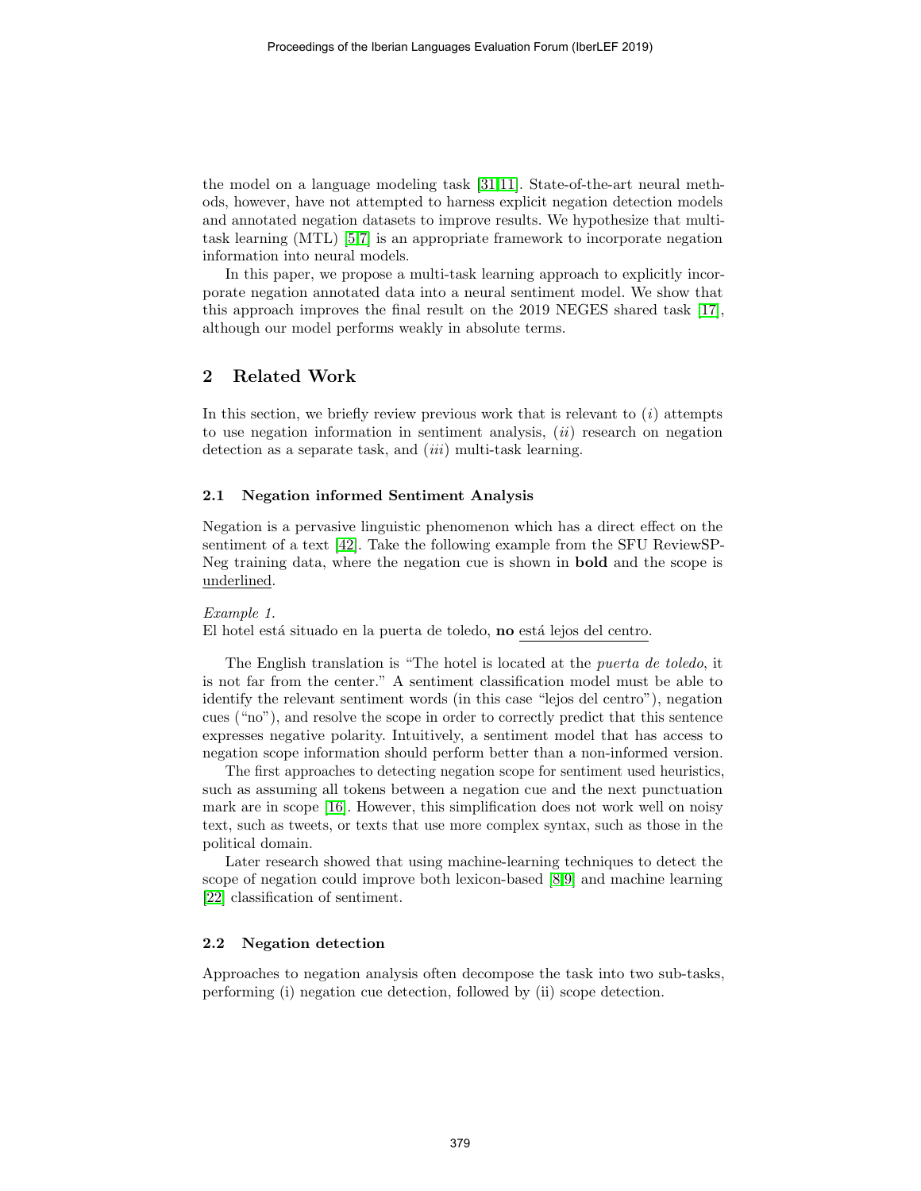the model on a language modeling task [31,11]. State-of-the-art neural methods, however, have not attempted to harness explicit negation detection models and annotated negation datasets to improve results. We hypothesize that multi-task learning (MTL) [5,7] is an appropriate framework to incorporate negation information into neural models.

In this paper, we propose a multi-task learning approach to explicitly incorporate negation annotated data into a neural sentiment model. We show that this approach improves the final result on the 2019 NEGES shared task [17], although our model performs weakly in absolute terms.

## 2 Related Work

In this section, we briefly review previous work that is relevant to (*i*) attempts to use negation information in sentiment analysis, (*ii*) research on negation detection as a separate task, and (*iii*) multi-task learning.

### 2.1 Negation informed Sentiment Analysis

Negation is a pervasive linguistic phenomenon which has a direct effect on the sentiment of a text [42]. Take the following example from the SFU ReviewSP-Neg training data, where the negation cue is shown in **bold** and the scope is <u>underlined</u>.

*Example 1.*
El hotel está situado en la puerta de toledo, **no** <u>está lejos del centro</u>.

The English translation is "The hotel is located at the *puerta de toledo*, it is not far from the center." A sentiment classification model must be able to identify the relevant sentiment words (in this case "lejos del centro"), negation cues ("no"), and resolve the scope in order to correctly predict that this sentence expresses negative polarity. Intuitively, a sentiment model that has access to negation scope information should perform better than a non-informed version.

The first approaches to detecting negation scope for sentiment used heuristics, such as assuming all tokens between a negation cue and the next punctuation mark are in scope [16]. However, this simplification does not work well on noisy text, such as tweets, or texts that use more complex syntax, such as those in the political domain.

Later research showed that using machine-learning techniques to detect the scope of negation could improve both lexicon-based [8,9] and machine learning [22] classification of sentiment.

### 2.2 Negation detection

Approaches to negation analysis often decompose the task into two sub-tasks, performing (i) negation cue detection, followed by (ii) scope detection.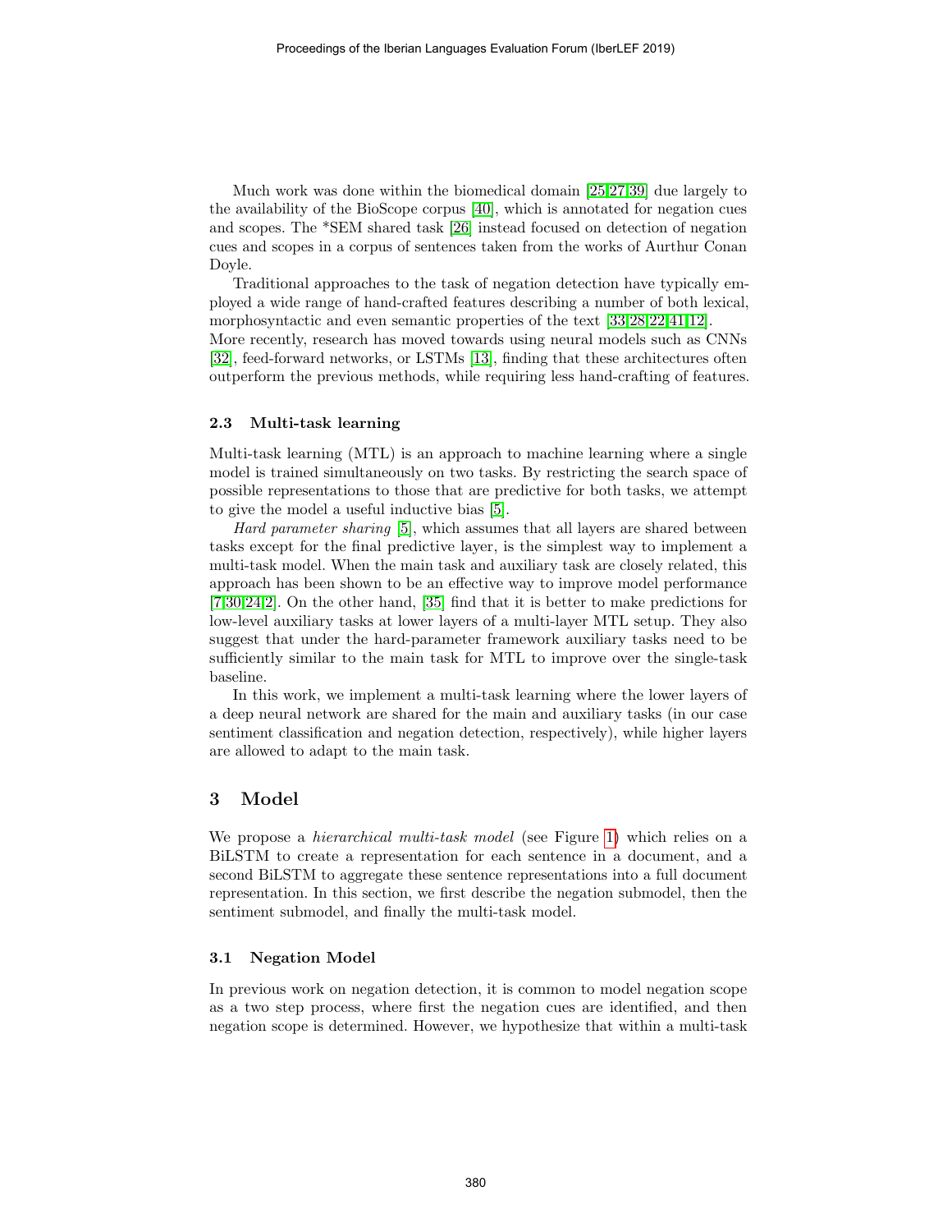Much work was done within the biomedical domain [25,27,39] due largely to the availability of the BioScope corpus [40], which is annotated for negation cues and scopes. The *SEM shared task [26] instead focused on detection of negation cues and scopes in a corpus of sentences taken from the works of Aurthur Conan Doyle.

Traditional approaches to the task of negation detection have typically employed a wide range of hand-crafted features describing a number of both lexical, morphosyntactic and even semantic properties of the text [33,28,22,41,12]. More recently, research has moved towards using neural models such as CNNs [32], feed-forward networks, or LSTMs [13], finding that these architectures often outperform the previous methods, while requiring less hand-crafting of features.

### 2.3 Multi-task learning

Multi-task learning (MTL) is an approach to machine learning where a single model is trained simultaneously on two tasks. By restricting the search space of possible representations to those that are predictive for both tasks, we attempt to give the model a useful inductive bias [5].

*Hard parameter sharing* [5], which assumes that all layers are shared between tasks except for the final predictive layer, is the simplest way to implement a multi-task model. When the main task and auxiliary task are closely related, this approach has been shown to be an effective way to improve model performance [7,30,24,2]. On the other hand, [35] find that it is better to make predictions for low-level auxiliary tasks at lower layers of a multi-layer MTL setup. They also suggest that under the hard-parameter framework auxiliary tasks need to be sufficiently similar to the main task for MTL to improve over the single-task baseline.

In this work, we implement a multi-task learning where the lower layers of a deep neural network are shared for the main and auxiliary tasks (in our case sentiment classification and negation detection, respectively), while higher layers are allowed to adapt to the main task.

## 3 Model

We propose a *hierarchical multi-task model* (see Figure 1) which relies on a BiLSTM to create a representation for each sentence in a document, and a second BiLSTM to aggregate these sentence representations into a full document representation. In this section, we first describe the negation submodel, then the sentiment submodel, and finally the multi-task model.

### 3.1 Negation Model

In previous work on negation detection, it is common to model negation scope as a two step process, where first the negation cues are identified, and then negation scope is determined. However, we hypothesize that within a multi-task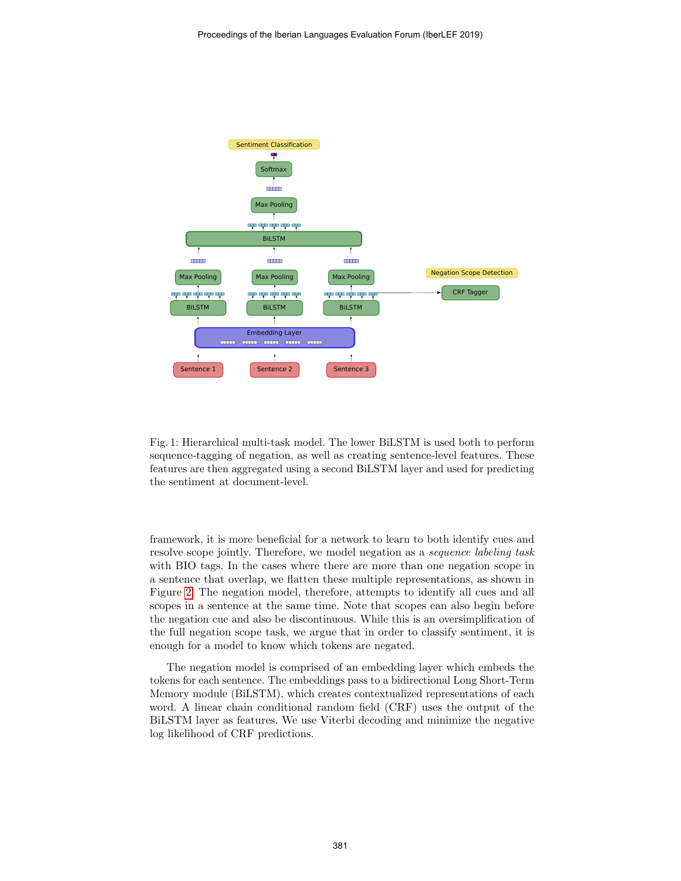Fig. 1: Hierarchical multi-task model. The lower BiLSTM is used both to perform sequence-tagging of negation, as well as creating sentence-level features. These features are then aggregated using a second BiLSTM layer and used for predicting the sentiment at document-level.

framework, it is more beneficial for a network to learn to both identify cues and resolve scope jointly. Therefore, we model negation as a *sequence labeling task* with BIO tags. In the cases where there are more than one negation scope in a sentence that overlap, we flatten these multiple representations, as shown in Figure 2. The negation model, therefore, attempts to identify all cues and all scopes in a sentence at the same time. Note that scopes can also begin before the negation cue and also be discontinuous. While this is an oversimplification of the full negation scope task, we argue that in order to classify sentiment, it is enough for a model to know which tokens are negated.

The negation model is comprised of an embedding layer which embeds the tokens for each sentence. The embeddings pass to a bidirectional Long Short-Term Memory module (BiLSTM), which creates contextualized representations of each word. A linear chain conditional random field (CRF) uses the output of the BiLSTM layer as features. We use Viterbi decoding and minimize the negative log likelihood of CRF predictions.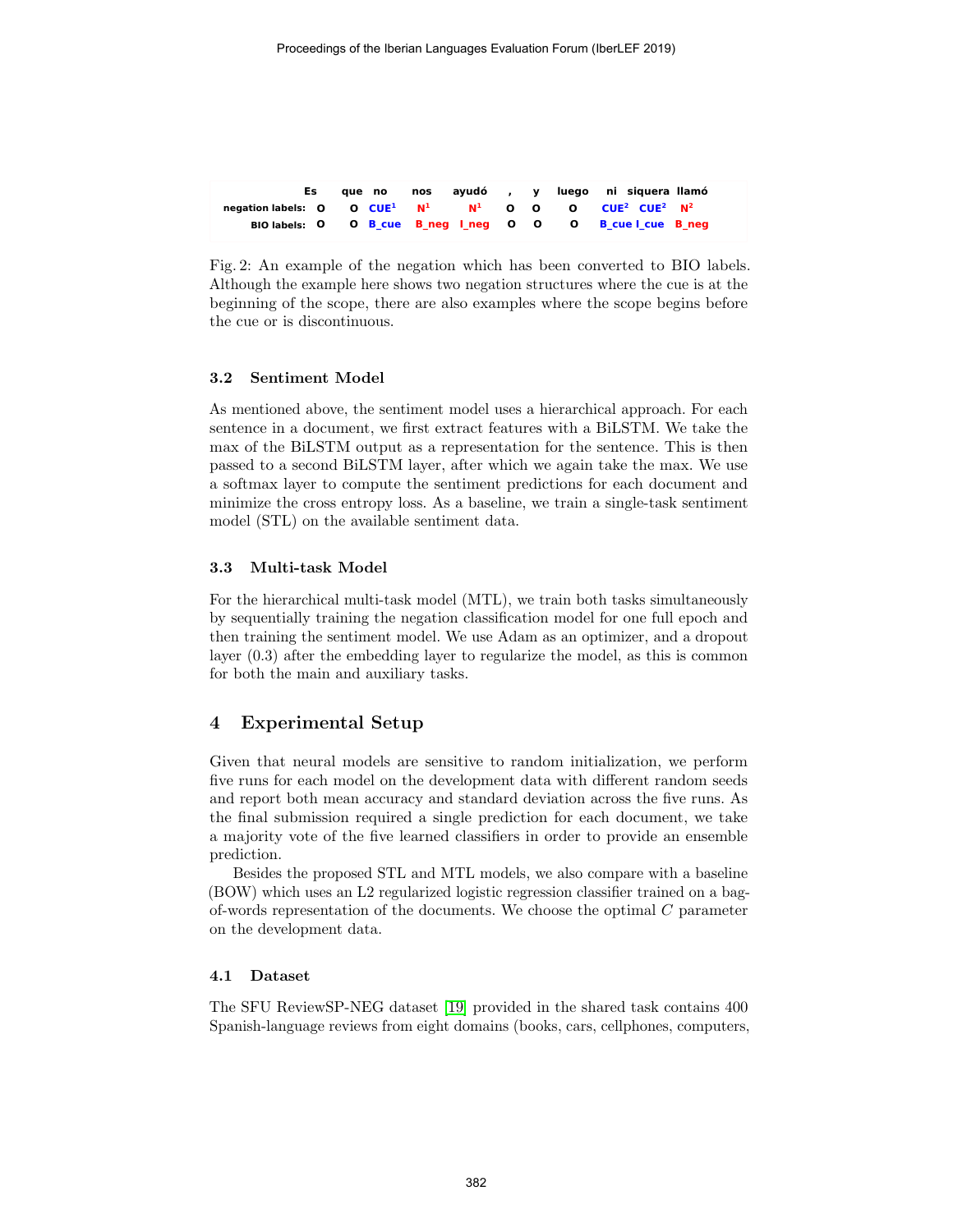|  | Es | que | no | nos | ayudó | , | y | luego | ni | siquera | llamó |
|---|---|---|---|---|---|---|---|---|---|---|---|
| negation labels: | O | O | CUE[1] | N[1] | N[1] | O | O | O | CUE[2] | CUE[2] | N[2] |
| BIO labels: | O | O | B_cue | B_neg | I_neg | O | O | O | B_cue | I_cue | B_neg |

Fig. 2: An example of the negation which has been converted to BIO labels. Although the example here shows two negation structures where the cue is at the beginning of the scope, there are also examples where the scope begins before the cue or is discontinuous.

### 3.2 Sentiment Model

As mentioned above, the sentiment model uses a hierarchical approach. For each sentence in a document, we first extract features with a BiLSTM. We take the max of the BiLSTM output as a representation for the sentence. This is then passed to a second BiLSTM layer, after which we again take the max. We use a softmax layer to compute the sentiment predictions for each document and minimize the cross entropy loss. As a baseline, we train a single-task sentiment model (STL) on the available sentiment data.

### 3.3 Multi-task Model

For the hierarchical multi-task model (MTL), we train both tasks simultaneously by sequentially training the negation classification model for one full epoch and then training the sentiment model. We use Adam as an optimizer, and a dropout layer (0.3) after the embedding layer to regularize the model, as this is common for both the main and auxiliary tasks.

## 4 Experimental Setup

Given that neural models are sensitive to random initialization, we perform five runs for each model on the development data with different random seeds and report both mean accuracy and standard deviation across the five runs. As the final submission required a single prediction for each document, we take a majority vote of the five learned classifiers in order to provide an ensemble prediction.

Besides the proposed STL and MTL models, we also compare with a baseline (BOW) which uses an L2 regularized logistic regression classifier trained on a bag-of-words representation of the documents. We choose the optimal $C$ parameter on the development data.

### 4.1 Dataset

The SFU ReviewSP-NEG dataset [19] provided in the shared task contains 400 Spanish-language reviews from eight domains (books, cars, cellphones, computers,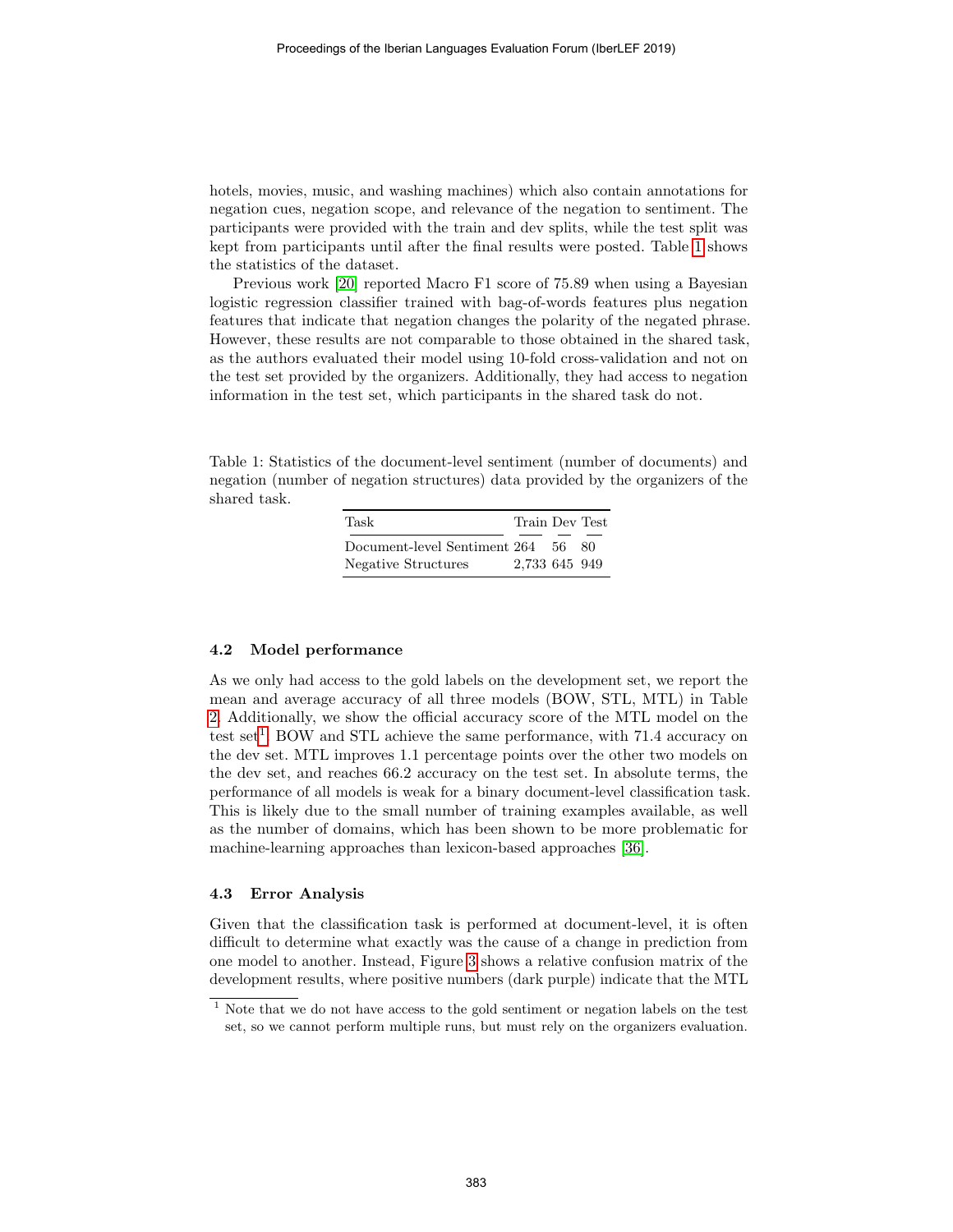hotels, movies, music, and washing machines) which also contain annotations for negation cues, negation scope, and relevance of the negation to sentiment. The participants were provided with the train and dev splits, while the test split was kept from participants until after the final results were posted. Table 1 shows the statistics of the dataset.

Previous work [20] reported Macro F1 score of 75.89 when using a Bayesian logistic regression classifier trained with bag-of-words features plus negation features that indicate that negation changes the polarity of the negated phrase. However, these results are not comparable to those obtained in the shared task, as the authors evaluated their model using 10-fold cross-validation and not on the test set provided by the organizers. Additionally, they had access to negation information in the test set, which participants in the shared task do not.

Table 1: Statistics of the document-level sentiment (number of documents) and negation (number of negation structures) data provided by the organizers of the shared task.

| Task | Train | Dev | Test |
|---|---|---|---|
| Document-level Sentiment | 264 | 56 | 80 |
| Negative Structures | 2,733 | 645 | 949 |

### 4.2 Model performance

As we only had access to the gold labels on the development set, we report the mean and average accuracy of all three models (BOW, STL, MTL) in Table 2. Additionally, we show the official accuracy score of the MTL model on the test set[1]. BOW and STL achieve the same performance, with 71.4 accuracy on the dev set. MTL improves 1.1 percentage points over the other two models on the dev set, and reaches 66.2 accuracy on the test set. In absolute terms, the performance of all models is weak for a binary document-level classification task. This is likely due to the small number of training examples available, as well as the number of domains, which has been shown to be more problematic for machine-learning approaches than lexicon-based approaches [36].

### 4.3 Error Analysis

Given that the classification task is performed at document-level, it is often difficult to determine what exactly was the cause of a change in prediction from one model to another. Instead, Figure 3 shows a relative confusion matrix of the development results, where positive numbers (dark purple) indicate that the MTL

[1] Note that we do not have access to the gold sentiment or negation labels on the test set, so we cannot perform multiple runs, but must rely on the organizers evaluation.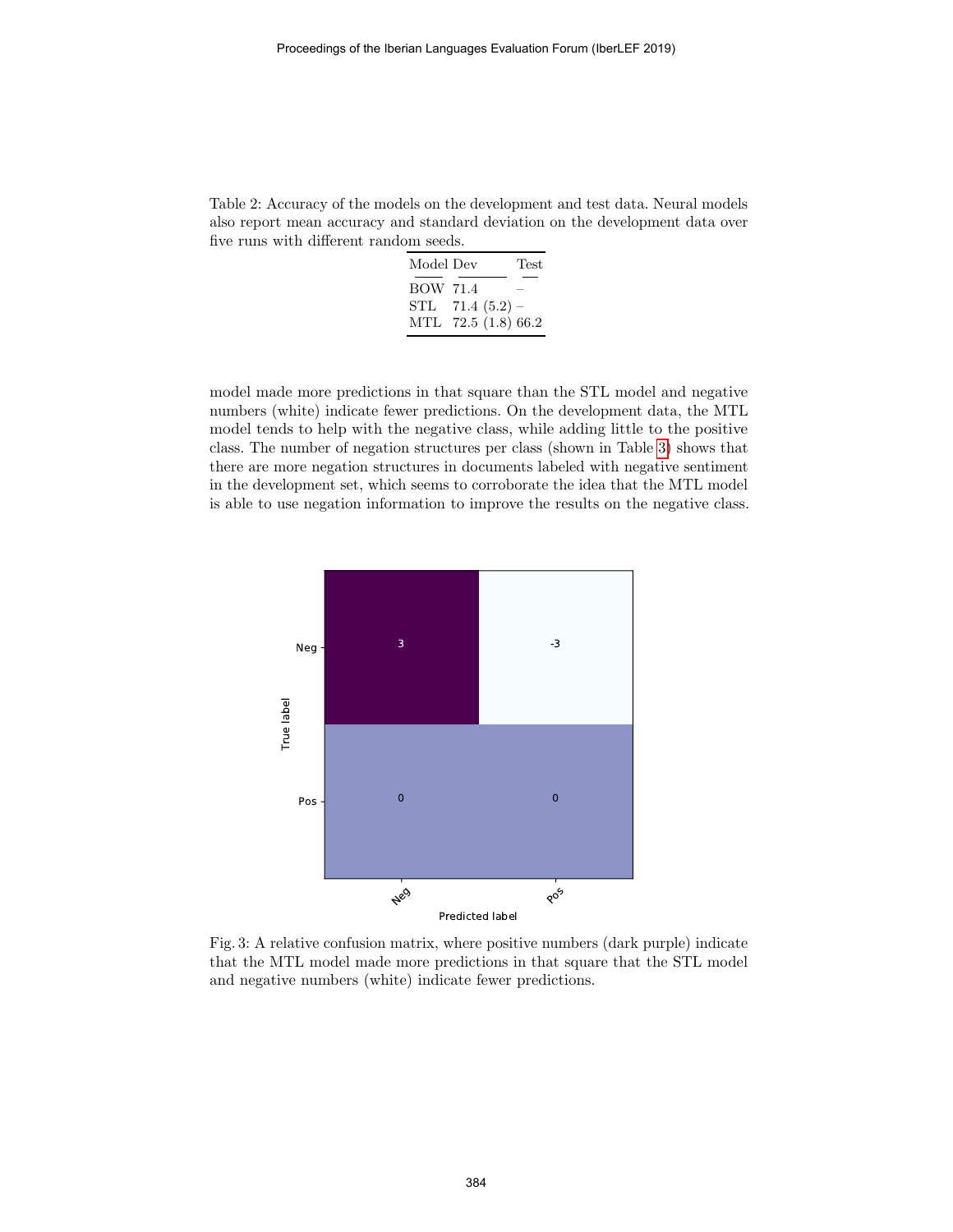Table 2: Accuracy of the models on the development and test data. Neural models also report mean accuracy and standard deviation on the development data over five runs with different random seeds.

| Model | Dev | Test |
|---|---|---|
| BOW | 71.4 | – |
| STL | 71.4 (5.2) | – |
| MTL | 72.5 (1.8) | 66.2 |

model made more predictions in that square than the STL model and negative numbers (white) indicate fewer predictions. On the development data, the MTL model tends to help with the negative class, while adding little to the positive class. The number of negation structures per class (shown in Table 3) shows that there are more negation structures in documents labeled with negative sentiment in the development set, which seems to corroborate the idea that the MTL model is able to use negation information to improve the results on the negative class.

| True label \ Predicted label | Neg | Pos |
|---|---|---|
| Neg | 3 | -3 |
| Pos | 0 | 0 |

Fig. 3: A relative confusion matrix, where positive numbers (dark purple) indicate that the MTL model made more predictions in that square that the STL model and negative numbers (white) indicate fewer predictions.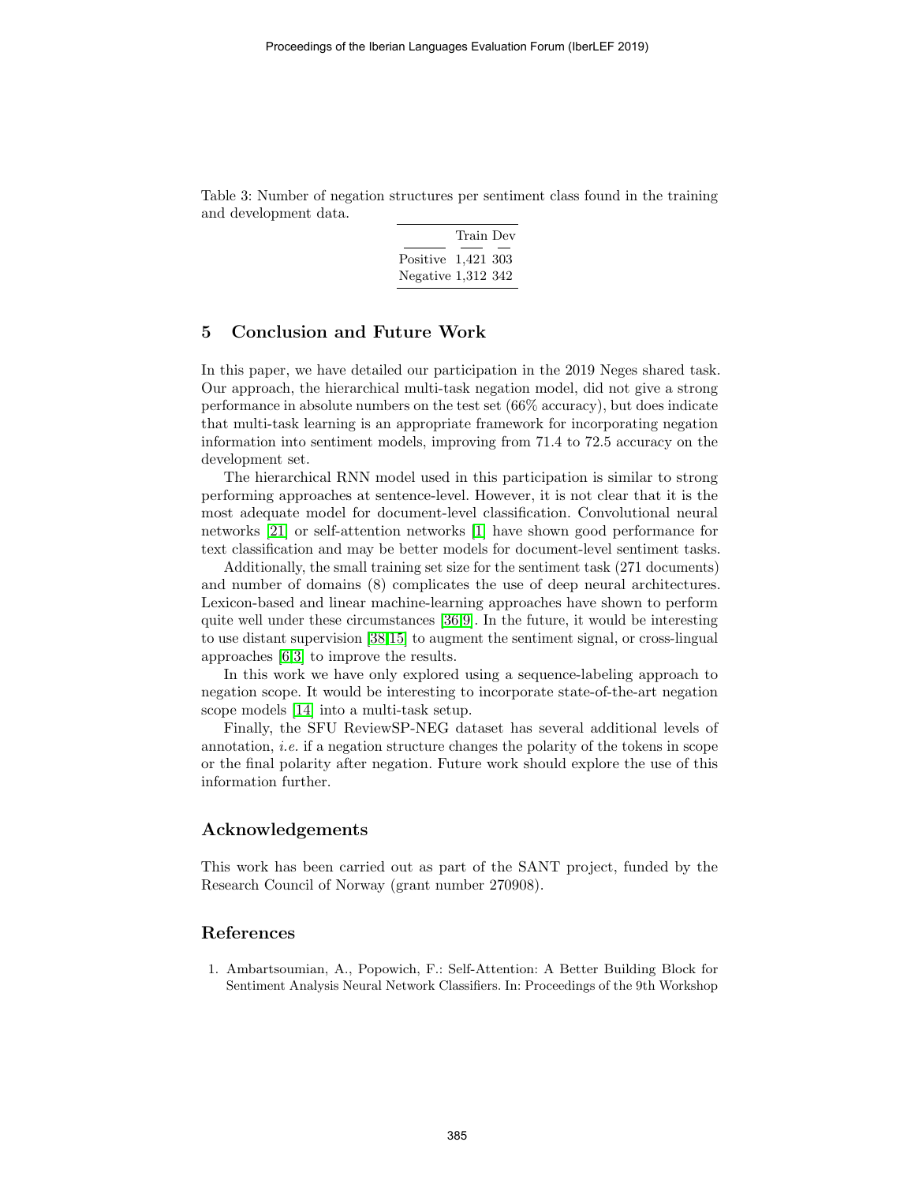Table 3: Number of negation structures per sentiment class found in the training and development data.

| | Train | Dev |
|---|---|---|
| Positive | 1,421 | 303 |
| Negative | 1,312 | 342 |

## 5 Conclusion and Future Work

In this paper, we have detailed our participation in the 2019 Neges shared task. Our approach, the hierarchical multi-task negation model, did not give a strong performance in absolute numbers on the test set (66% accuracy), but does indicate that multi-task learning is an appropriate framework for incorporating negation information into sentiment models, improving from 71.4 to 72.5 accuracy on the development set.

The hierarchical RNN model used in this participation is similar to strong performing approaches at sentence-level. However, it is not clear that it is the most adequate model for document-level classification. Convolutional neural networks [21] or self-attention networks [1] have shown good performance for text classification and may be better models for document-level sentiment tasks.

Additionally, the small training set size for the sentiment task (271 documents) and number of domains (8) complicates the use of deep neural architectures. Lexicon-based and linear machine-learning approaches have shown to perform quite well under these circumstances [36,9]. In the future, it would be interesting to use distant supervision [38,15] to augment the sentiment signal, or cross-lingual approaches [6,3] to improve the results.

In this work we have only explored using a sequence-labeling approach to negation scope. It would be interesting to incorporate state-of-the-art negation scope models [14] into a multi-task setup.

Finally, the SFU ReviewSP-NEG dataset has several additional levels of annotation, *i.e.* if a negation structure changes the polarity of the tokens in scope or the final polarity after negation. Future work should explore the use of this information further.

## Acknowledgements

This work has been carried out as part of the SANT project, funded by the Research Council of Norway (grant number 270908).

## References

1. Ambartsoumian, A., Popowich, F.: Self-Attention: A Better Building Block for Sentiment Analysis Neural Network Classifiers. In: Proceedings of the 9th Workshop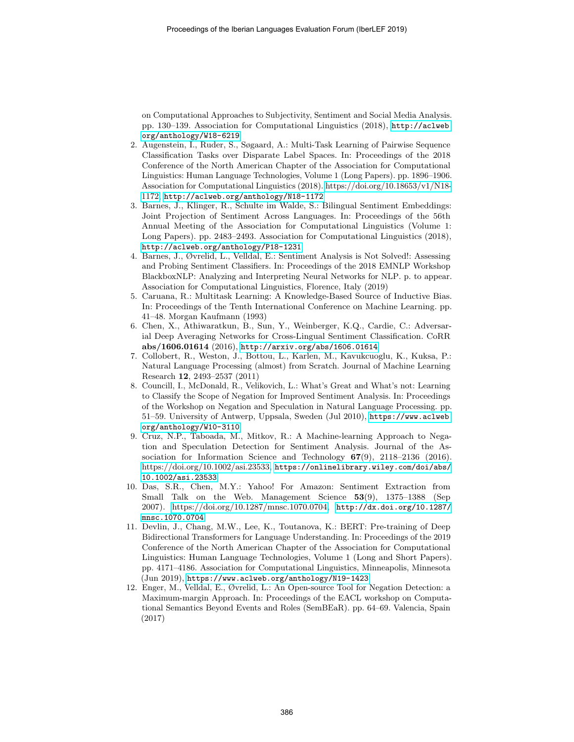on Computational Approaches to Subjectivity, Sentiment and Social Media Analysis. pp. 130–139. Association for Computational Linguistics (2018), http://aclweb.org/anthology/W18-6219

2. Augenstein, I., Ruder, S., Søgaard, A.: Multi-Task Learning of Pairwise Sequence Classification Tasks over Disparate Label Spaces. In: Proceedings of the 2018 Conference of the North American Chapter of the Association for Computational Linguistics: Human Language Technologies, Volume 1 (Long Papers). pp. 1896–1906. Association for Computational Linguistics (2018). https://doi.org/10.18653/v1/N18-1172, http://aclweb.org/anthology/N18-1172
3. Barnes, J., Klinger, R., Schulte im Walde, S.: Bilingual Sentiment Embeddings: Joint Projection of Sentiment Across Languages. In: Proceedings of the 56th Annual Meeting of the Association for Computational Linguistics (Volume 1: Long Papers). pp. 2483–2493. Association for Computational Linguistics (2018), http://aclweb.org/anthology/P18-1231
4. Barnes, J., Øvrelid, L., Velldal, E.: Sentiment Analysis is Not Solved!: Assessing and Probing Sentiment Classifiers. In: Proceedings of the 2018 EMNLP Workshop BlackboxNLP: Analyzing and Interpreting Neural Networks for NLP. p. to appear. Association for Computational Linguistics, Florence, Italy (2019)
5. Caruana, R.: Multitask Learning: A Knowledge-Based Source of Inductive Bias. In: Proceedings of the Tenth International Conference on Machine Learning. pp. 41–48. Morgan Kaufmann (1993)
6. Chen, X., Athiwaratkun, B., Sun, Y., Weinberger, K.Q., Cardie, C.: Adversarial Deep Averaging Networks for Cross-Lingual Sentiment Classification. CoRR **abs/1606.01614** (2016), http://arxiv.org/abs/1606.01614
7. Collobert, R., Weston, J., Bottou, L., Karlen, M., Kavukcuoglu, K., Kuksa, P.: Natural Language Processing (almost) from Scratch. Journal of Machine Learning Research **12**, 2493–2537 (2011)
8. Councill, I., McDonald, R., Velikovich, L.: What's Great and What's not: Learning to Classify the Scope of Negation for Improved Sentiment Analysis. In: Proceedings of the Workshop on Negation and Speculation in Natural Language Processing. pp. 51–59. University of Antwerp, Uppsala, Sweden (Jul 2010), https://www.aclweb.org/anthology/W10-3110
9. Cruz, N.P., Taboada, M., Mitkov, R.: A Machine-learning Approach to Negation and Speculation Detection for Sentiment Analysis. Journal of the Association for Information Science and Technology **67**(9), 2118–2136 (2016). https://doi.org/10.1002/asi.23533, https://onlinelibrary.wiley.com/doi/abs/10.1002/asi.23533
10. Das, S.R., Chen, M.Y.: Yahoo! For Amazon: Sentiment Extraction from Small Talk on the Web. Management Science **53**(9), 1375–1388 (Sep 2007). https://doi.org/10.1287/mnsc.1070.0704, http://dx.doi.org/10.1287/mnsc.1070.0704
11. Devlin, J., Chang, M.W., Lee, K., Toutanova, K.: BERT: Pre-training of Deep Bidirectional Transformers for Language Understanding. In: Proceedings of the 2019 Conference of the North American Chapter of the Association for Computational Linguistics: Human Language Technologies, Volume 1 (Long and Short Papers). pp. 4171–4186. Association for Computational Linguistics, Minneapolis, Minnesota (Jun 2019), https://www.aclweb.org/anthology/N19-1423
12. Enger, M., Velldal, E., Øvrelid, L.: An Open-source Tool for Negation Detection: a Maximum-margin Approach. In: Proceedings of the EACL workshop on Computational Semantics Beyond Events and Roles (SemBEaR). pp. 64–69. Valencia, Spain (2017)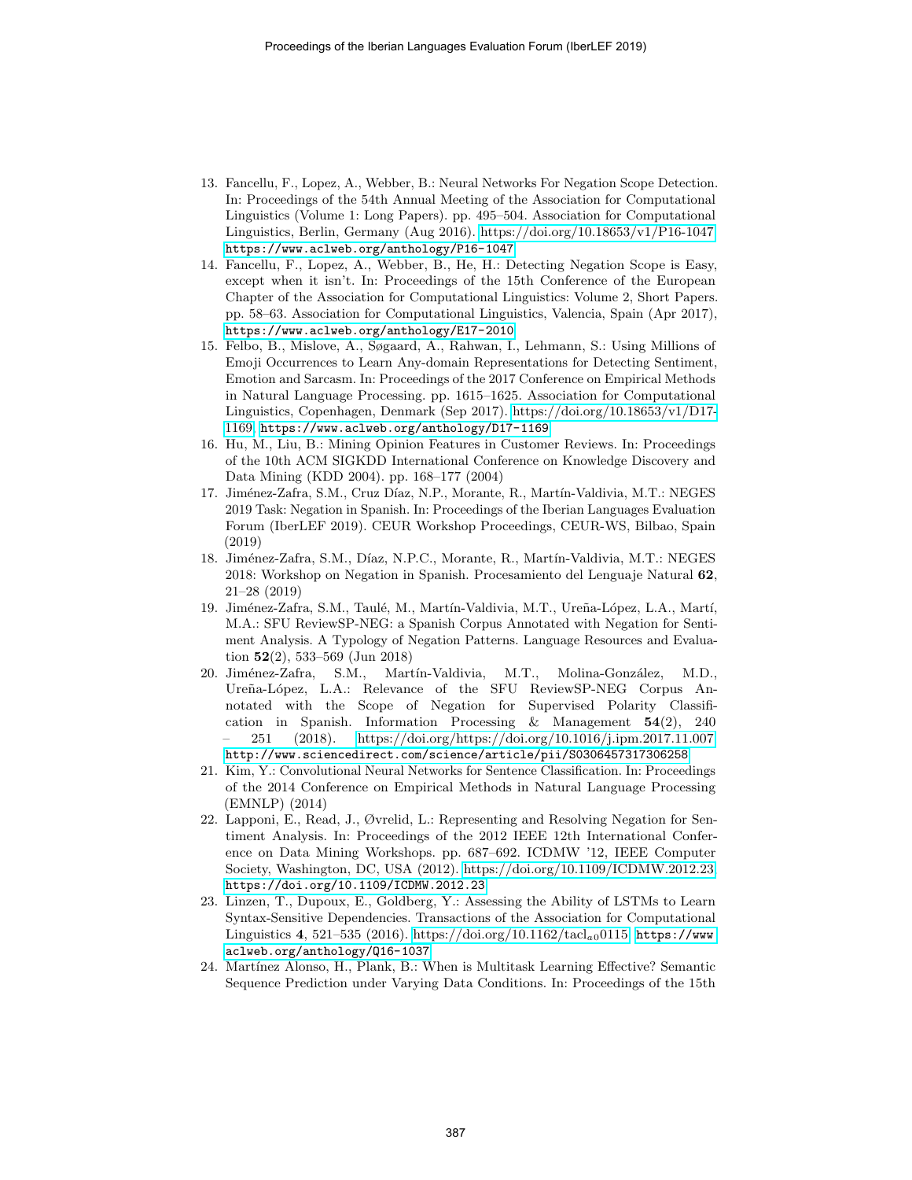13. Fancellu, F., Lopez, A., Webber, B.: Neural Networks For Negation Scope Detection. In: Proceedings of the 54th Annual Meeting of the Association for Computational Linguistics (Volume 1: Long Papers). pp. 495–504. Association for Computational Linguistics, Berlin, Germany (Aug 2016). https://doi.org/10.18653/v1/P16-1047, `https://www.aclweb.org/anthology/P16-1047`
14. Fancellu, F., Lopez, A., Webber, B., He, H.: Detecting Negation Scope is Easy, except when it isn't. In: Proceedings of the 15th Conference of the European Chapter of the Association for Computational Linguistics: Volume 2, Short Papers. pp. 58–63. Association for Computational Linguistics, Valencia, Spain (Apr 2017), `https://www.aclweb.org/anthology/E17-2010`
15. Felbo, B., Mislove, A., Søgaard, A., Rahwan, I., Lehmann, S.: Using Millions of Emoji Occurrences to Learn Any-domain Representations for Detecting Sentiment, Emotion and Sarcasm. In: Proceedings of the 2017 Conference on Empirical Methods in Natural Language Processing. pp. 1615–1625. Association for Computational Linguistics, Copenhagen, Denmark (Sep 2017). https://doi.org/10.18653/v1/D17-1169, `https://www.aclweb.org/anthology/D17-1169`
16. Hu, M., Liu, B.: Mining Opinion Features in Customer Reviews. In: Proceedings of the 10th ACM SIGKDD International Conference on Knowledge Discovery and Data Mining (KDD 2004). pp. 168–177 (2004)
17. Jiménez-Zafra, S.M., Cruz Díaz, N.P., Morante, R., Martín-Valdivia, M.T.: NEGES 2019 Task: Negation in Spanish. In: Proceedings of the Iberian Languages Evaluation Forum (IberLEF 2019). CEUR Workshop Proceedings, CEUR-WS, Bilbao, Spain (2019)
18. Jiménez-Zafra, S.M., Díaz, N.P.C., Morante, R., Martín-Valdivia, M.T.: NEGES 2018: Workshop on Negation in Spanish. Procesamiento del Lenguaje Natural **62**, 21–28 (2019)
19. Jiménez-Zafra, S.M., Taulé, M., Martín-Valdivia, M.T., Ureña-López, L.A., Martí, M.A.: SFU ReviewSP-NEG: a Spanish Corpus Annotated with Negation for Sentiment Analysis. A Typology of Negation Patterns. Language Resources and Evaluation **52**(2), 533–569 (Jun 2018)
20. Jiménez-Zafra, S.M., Martín-Valdivia, M.T., Molina-González, M.D., Ureña-López, L.A.: Relevance of the SFU ReviewSP-NEG Corpus Annotated with the Scope of Negation for Supervised Polarity Classification in Spanish. Information Processing & Management **54**(2), 240 – 251 (2018). https://doi.org/https://doi.org/10.1016/j.ipm.2017.11.007, `http://www.sciencedirect.com/science/article/pii/S0306457317306258`
21. Kim, Y.: Convolutional Neural Networks for Sentence Classification. In: Proceedings of the 2014 Conference on Empirical Methods in Natural Language Processing (EMNLP) (2014)
22. Lapponi, E., Read, J., Øvrelid, L.: Representing and Resolving Negation for Sentiment Analysis. In: Proceedings of the 2012 IEEE 12th International Conference on Data Mining Workshops. pp. 687–692. ICDMW '12, IEEE Computer Society, Washington, DC, USA (2012). https://doi.org/10.1109/ICDMW.2012.23, `https://doi.org/10.1109/ICDMW.2012.23`
23. Linzen, T., Dupoux, E., Goldberg, Y.: Assessing the Ability of LSTMs to Learn Syntax-Sensitive Dependencies. Transactions of the Association for Computational Linguistics **4**, 521–535 (2016). https://doi.org/10.1162/tacl$_{a0}$0115, `https://www.aclweb.org/anthology/Q16-1037`
24. Martínez Alonso, H., Plank, B.: When is Multitask Learning Effective? Semantic Sequence Prediction under Varying Data Conditions. In: Proceedings of the 15th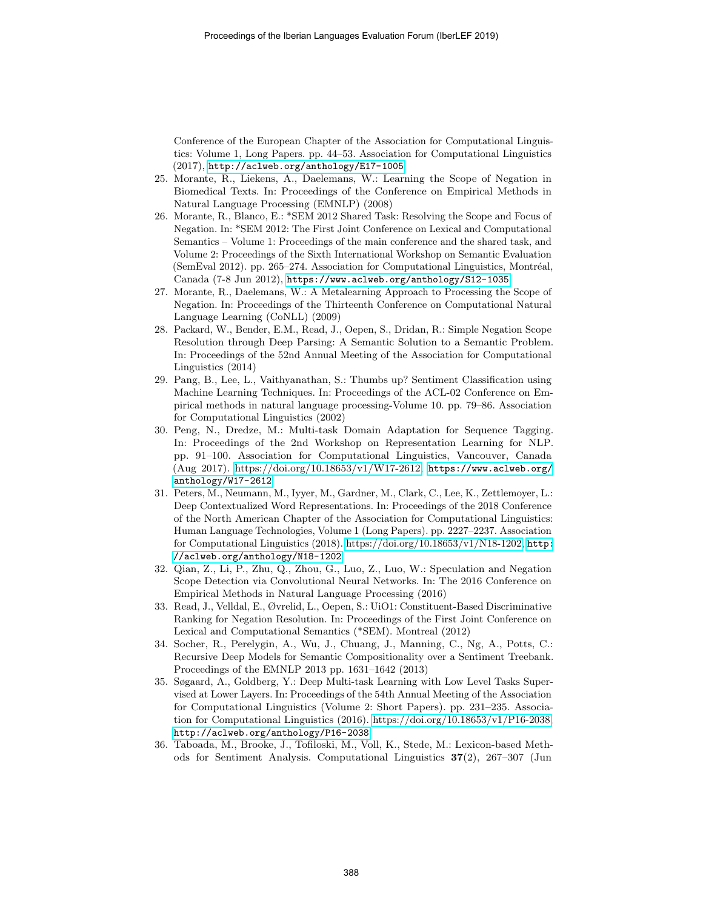Conference of the European Chapter of the Association for Computational Linguistics: Volume 1, Long Papers. pp. 44–53. Association for Computational Linguistics (2017), http://aclweb.org/anthology/E17-1005

25. Morante, R., Liekens, A., Daelemans, W.: Learning the Scope of Negation in Biomedical Texts. In: Proceedings of the Conference on Empirical Methods in Natural Language Processing (EMNLP) (2008)
26. Morante, R., Blanco, E.: *SEM 2012 Shared Task: Resolving the Scope and Focus of Negation. In: *SEM 2012: The First Joint Conference on Lexical and Computational Semantics – Volume 1: Proceedings of the main conference and the shared task, and Volume 2: Proceedings of the Sixth International Workshop on Semantic Evaluation (SemEval 2012). pp. 265–274. Association for Computational Linguistics, Montréal, Canada (7-8 Jun 2012), https://www.aclweb.org/anthology/S12-1035
27. Morante, R., Daelemans, W.: A Metalearning Approach to Processing the Scope of Negation. In: Proceedings of the Thirteenth Conference on Computational Natural Language Learning (CoNLL) (2009)
28. Packard, W., Bender, E.M., Read, J., Oepen, S., Dridan, R.: Simple Negation Scope Resolution through Deep Parsing: A Semantic Solution to a Semantic Problem. In: Proceedings of the 52nd Annual Meeting of the Association for Computational Linguistics (2014)
29. Pang, B., Lee, L., Vaithyanathan, S.: Thumbs up? Sentiment Classification using Machine Learning Techniques. In: Proceedings of the ACL-02 Conference on Empirical methods in natural language processing-Volume 10. pp. 79–86. Association for Computational Linguistics (2002)
30. Peng, N., Dredze, M.: Multi-task Domain Adaptation for Sequence Tagging. In: Proceedings of the 2nd Workshop on Representation Learning for NLP. pp. 91–100. Association for Computational Linguistics, Vancouver, Canada (Aug 2017). https://doi.org/10.18653/v1/W17-2612, https://www.aclweb.org/anthology/W17-2612
31. Peters, M., Neumann, M., Iyyer, M., Gardner, M., Clark, C., Lee, K., Zettlemoyer, L.: Deep Contextualized Word Representations. In: Proceedings of the 2018 Conference of the North American Chapter of the Association for Computational Linguistics: Human Language Technologies, Volume 1 (Long Papers). pp. 2227–2237. Association for Computational Linguistics (2018). https://doi.org/10.18653/v1/N18-1202, http://aclweb.org/anthology/N18-1202
32. Qian, Z., Li, P., Zhu, Q., Zhou, G., Luo, Z., Luo, W.: Speculation and Negation Scope Detection via Convolutional Neural Networks. In: The 2016 Conference on Empirical Methods in Natural Language Processing (2016)
33. Read, J., Velldal, E., Øvrelid, L., Oepen, S.: UiO1: Constituent-Based Discriminative Ranking for Negation Resolution. In: Proceedings of the First Joint Conference on Lexical and Computational Semantics (*SEM). Montreal (2012)
34. Socher, R., Perelygin, A., Wu, J., Chuang, J., Manning, C., Ng, A., Potts, C.: Recursive Deep Models for Semantic Compositionality over a Sentiment Treebank. Proceedings of the EMNLP 2013 pp. 1631–1642 (2013)
35. Søgaard, A., Goldberg, Y.: Deep Multi-task Learning with Low Level Tasks Supervised at Lower Layers. In: Proceedings of the 54th Annual Meeting of the Association for Computational Linguistics (Volume 2: Short Papers). pp. 231–235. Association for Computational Linguistics (2016). https://doi.org/10.18653/v1/P16-2038, http://aclweb.org/anthology/P16-2038
36. Taboada, M., Brooke, J., Tofiloski, M., Voll, K., Stede, M.: Lexicon-based Methods for Sentiment Analysis. Computational Linguistics **37**(2), 267–307 (Jun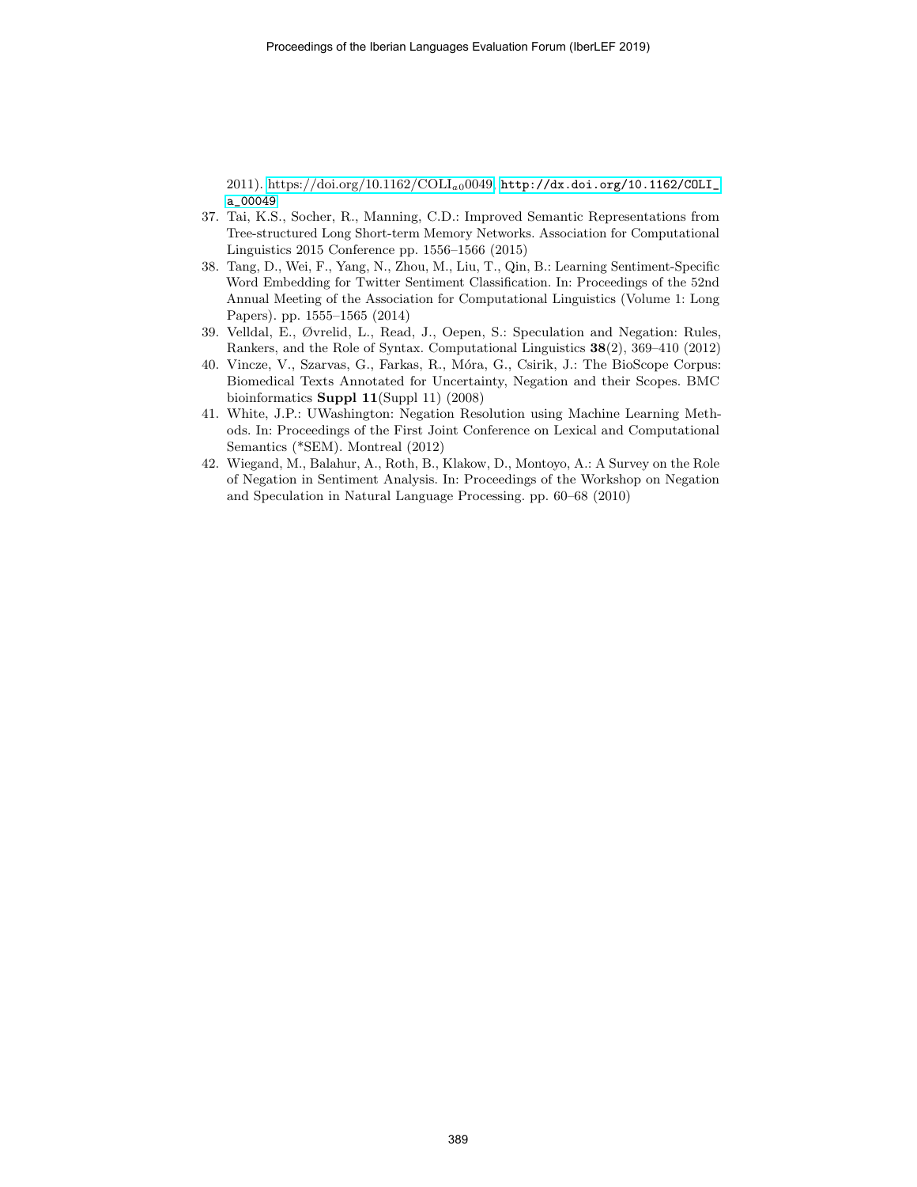2011). https://doi.org/10.1162/COLI$_{a0}$0049, http://dx.doi.org/10.1162/COLI_a_00049

37. Tai, K.S., Socher, R., Manning, C.D.: Improved Semantic Representations from Tree-structured Long Short-term Memory Networks. Association for Computational Linguistics 2015 Conference pp. 1556–1566 (2015)
38. Tang, D., Wei, F., Yang, N., Zhou, M., Liu, T., Qin, B.: Learning Sentiment-Specific Word Embedding for Twitter Sentiment Classification. In: Proceedings of the 52nd Annual Meeting of the Association for Computational Linguistics (Volume 1: Long Papers). pp. 1555–1565 (2014)
39. Velldal, E., Øvrelid, L., Read, J., Oepen, S.: Speculation and Negation: Rules, Rankers, and the Role of Syntax. Computational Linguistics **38**(2), 369–410 (2012)
40. Vincze, V., Szarvas, G., Farkas, R., Móra, G., Csirik, J.: The BioScope Corpus: Biomedical Texts Annotated for Uncertainty, Negation and their Scopes. BMC bioinformatics **Suppl 11**(Suppl 11) (2008)
41. White, J.P.: UWashington: Negation Resolution using Machine Learning Methods. In: Proceedings of the First Joint Conference on Lexical and Computational Semantics (*SEM). Montreal (2012)
42. Wiegand, M., Balahur, A., Roth, B., Klakow, D., Montoyo, A.: A Survey on the Role of Negation in Sentiment Analysis. In: Proceedings of the Workshop on Negation and Speculation in Natural Language Processing. pp. 60–68 (2010)